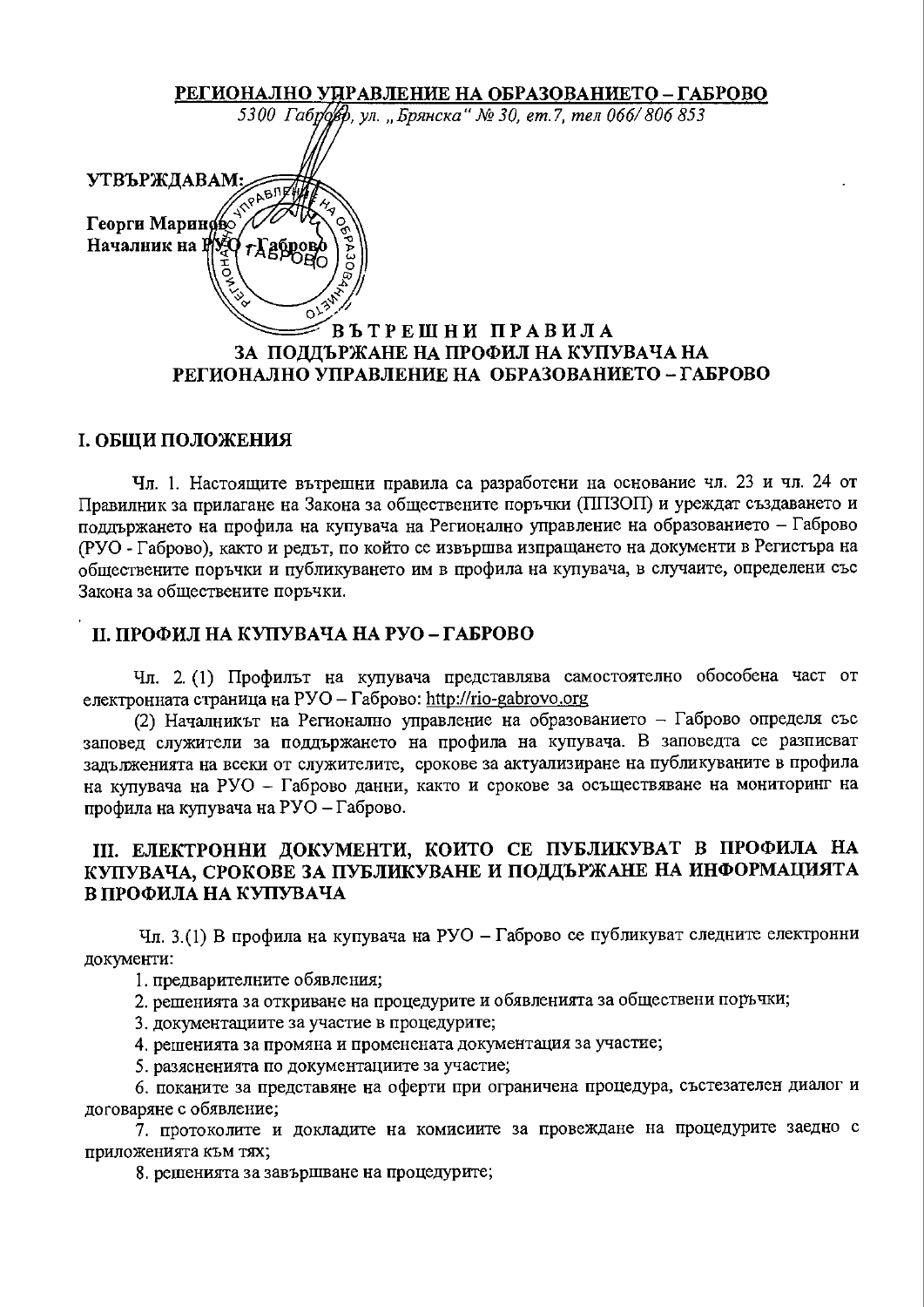**РЕГИОНАЛНО УПРАВЛЕНИЕ НА ОБРАЗОВАНИЕТО – ГАБРОВО**

*5300 Габрово, ул. „Брянска" № 30, ет.7, тел 066/ 806 853*

**УТВЪРЖДАВАМ:**

**Георги Маринов**
**Началник на РУО - Габрово**

# ВЪТРЕШНИ ПРАВИЛА ЗА ПОДДЪРЖАНЕ НА ПРОФИЛ НА КУПУВАЧА НА РЕГИОНАЛНО УПРАВЛЕНИЕ НА ОБРАЗОВАНИЕТО – ГАБРОВО

## I. ОБЩИ ПОЛОЖЕНИЯ

Чл. 1. Настоящите вътрешни правила са разработени на основание чл. 23 и чл. 24 от Правилник за прилагане на Закона за обществените поръчки (ППЗОП) и уреждат създаването и поддържането на профила на купувача на Регионално управление на образованието – Габрово (РУО - Габрово), както и редът, по който се извършва изпращането на документи в Регистъра на обществените поръчки и публикуването им в профила на купувача, в случаите, определени със Закона за обществените поръчки.

## II. ПРОФИЛ НА КУПУВАЧА НА РУО – ГАБРОВО

Чл. 2. (1) Профилът на купувача представлява самостоятелно обособена част от електронната страница на РУО – Габрово: http://rio-gabrovo.org

(2) Началникът на Регионално управление на образованието – Габрово определя със заповед служители за поддържането на профила на купувача. В заповедта се разписват задълженията на всеки от служителите, срокове за актуализиране на публикуваните в профила на купувача на РУО – Габрово данни, както и срокове за осъществяване на мониторинг на профила на купувача на РУО – Габрово.

## III. ЕЛЕКТРОННИ ДОКУМЕНТИ, КОИТО СЕ ПУБЛИКУВАТ В ПРОФИЛА НА КУПУВАЧА, СРОКОВЕ ЗА ПУБЛИКУВАНЕ И ПОДДЪРЖАНЕ НА ИНФОРМАЦИЯТА В ПРОФИЛА НА КУПУВАЧА

Чл. 3.(1) В профила на купувача на РУО – Габрово се публикуват следните електронни документи:

1. предварителните обявления;
2. решенията за откриване на процедурите и обявленията за обществени поръчки;
3. документациите за участие в процедурите;
4. решенията за промяна и променената документация за участие;
5. разясненията по документациите за участие;
6. поканите за представяне на оферти при ограничена процедура, състезателен диалог и договаряне с обявление;
7. протоколите и докладите на комисиите за провеждане на процедурите заедно с приложенията към тях;
8. решенията за завършване на процедурите;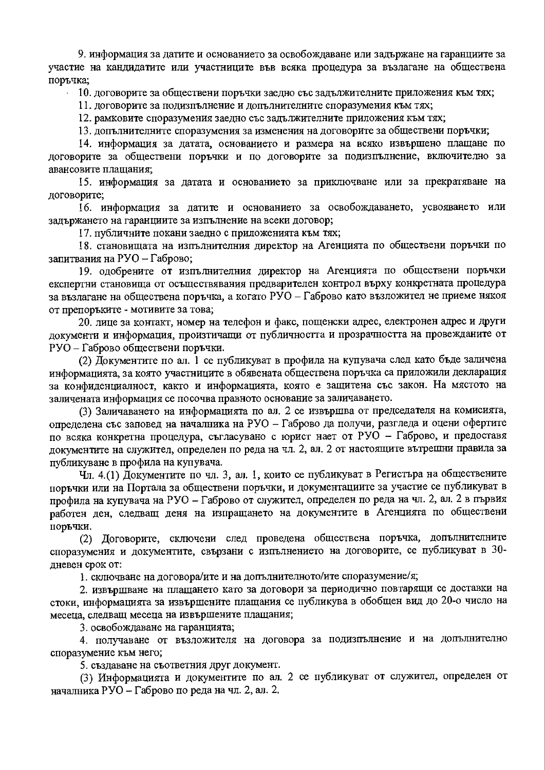9. информация за датите и основанието за освобождаване или задържане на гаранциите за участие на кандидатите или участниците във всяка процедура за възлагане на обществена поръчка;

10. договорите за обществени поръчки заедно със задължителните приложения към тях;

11. договорите за подизпълнение и допълнителните споразумения към тях;

12. рамковите споразумения заедно със задължителните приложения към тях;

13. допълнителните споразумения за изменения на договорите за обществени поръчки;

14. информация за датата, основанието и размера на всяко извършено плащане по договорите за обществени поръчки и по договорите за подизпълнение, включително за авансовите плащания;

15. информация за датата и основанието за приключване или за прекратяване на договорите;

16. информация за датите и основанието за освобождаването, усвояването или задържането на гаранциите за изпълнение на всеки договор;

17. публичните покани заедно с приложенията към тях;

18. становищата на изпълнителния директор на Агенцията по обществени поръчки по запитвания на РУО – Габрово;

19. одобрените от изпълнителния директор на Агенцията по обществени поръчки експертни становища от осъществявания предварителен контрол върху конкретната процедура за възлагане на обществена поръчка, а когато РУО – Габрово като възложител не приеме някоя от препоръките - мотивите за това;

20. лице за контакт, номер на телефон и факс, пощенски адрес, електронен адрес и други документи и информация, произтичащи от публичността и прозрачността на провежданите от РУО – Габрово обществени поръчки.

(2) Документите по ал. 1 се публикуват в профила на купувача след като бъде заличена информацията, за която участниците в обявената обществена поръчка са приложили декларация за конфиденциалност, както и информацията, която е защитена със закон. На мястото на заличената информация се посочва правното основание за заличаването.

(3) Заличаването на информацията по ал. 2 се извършва от председателя на комисията, определена със заповед на началника на РУО – Габрово да получи, разгледа и оцени офертите по всяка конкретна процедура, съгласувано с юрист нает от РУО – Габрово, и предоставя документите на служител, определен по реда на чл. 2, ал. 2 от настоящите вътрешни правила за публикуване в профила на купувача.

Чл. 4.(1) Документите по чл. 3, ал. 1, които се публикуват в Регистъра на обществените поръчки или на Портала за обществени поръчки, и документациите за участие се публикуват в профила на купувача на РУО – Габрово от служител, определен по реда на чл. 2, ал. 2 в първия работен ден, следващ деня на изпращането на документите в Агенцията по обществени поръчки.

(2) Договорите, сключени след проведена обществена поръчка, допълнителните споразумения и документите, свързани с изпълнението на договорите, се публикуват в 30-дневен срок от:

1. сключване на договора/ите и на допълнителното/ите споразумение/я;

2. извършване на плащането като за договори за периодично повтарящи се доставки на стоки, информацията за извършените плащания се публикува в обобщен вид до 20-о число на месеца, следващ месеца на извършените плащания;

3. освобождаване на гаранцията;

4. получаване от възложителя на договора за подизпълнение и на допълнително споразумение към него;

5. създаване на съответния друг документ.

(3) Информацията и документите по ал. 2 се публикуват от служител, определен от началника РУО – Габрово по реда на чл. 2, ал. 2.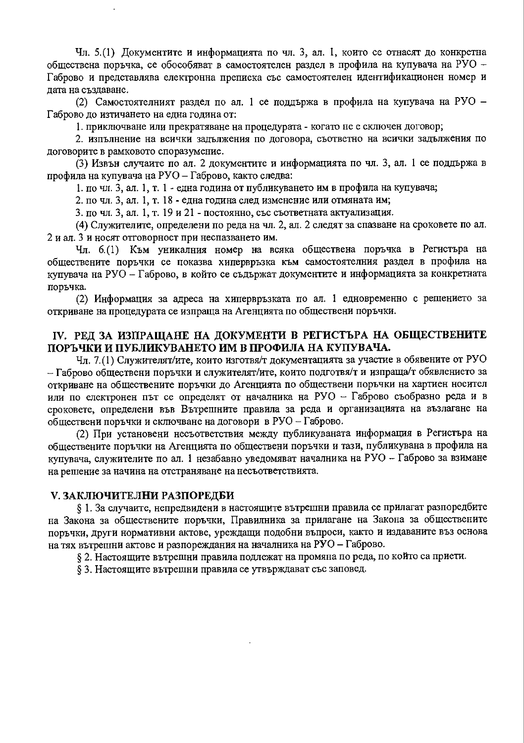Чл. 5.(1) Документите и информацията по чл. 3, ал. 1, които се отнасят до конкретна обществена поръчка, се обособяват в самостоятелен раздел в профила на купувача на РУО – Габрово и представлява електронна преписка със самостоятелен идентификационен номер и дата на създаване.

(2) Самостоятелният раздел по ал. 1 се поддържа в профила на купувача на РУО – Габрово до изтичането на една година от:

1. приключване или прекратяване на процедурата - когато не е сключен договор;

2. изпълнение на всички задължения по договора, съответно на всички задължения по договорите в рамковото споразумение.

(3) Извън случаите по ал. 2 документите и информацията по чл. 3, ал. 1 се поддържа в профила на купувача на РУО – Габрово, както следва:

1. по чл. 3, ал. 1, т. 1 - една година от публикуването им в профила на купувача;

2. по чл. 3, ал. 1, т. 18 - една година след изменение или отмяната им;

3. по чл. 3, ал. 1, т. 19 и 21 - постоянно, със съответната актуализация.

(4) Служителите, определени по реда на чл. 2, ал. 2 следят за спазване на сроковете по ал. 2 и ал. 3 и носят отговорност при неспазването им.

Чл. 6.(1) Към уникалния номер на всяка обществена поръчка в Регистъра на обществените поръчки се показва хипервръзка към самостоятелния раздел в профила на купувача на РУО – Габрово, в който се съдържат документите и информацията за конкретната поръчка.

(2) Информация за адреса на хипервръзката по ал. 1 едновременно с решението за откриване на процедурата се изпраща на Агенцията по обществени поръчки.

## IV. РЕД ЗА ИЗПРАЩАНЕ НА ДОКУМЕНТИ В РЕГИСТЪРА НА ОБЩЕСТВЕНИТЕ ПОРЪЧКИ И ПУБЛИКУВАНЕТО ИМ В ПРОФИЛА НА КУПУВАЧА.

Чл. 7.(1) Служителят/ите, които изготвя/т документацията за участие в обявените от РУО – Габрово обществени поръчки и служителят/ите, които подготвя/т и изпраща/т обявлението за откриване на обществените поръчки до Агенцията по обществени поръчки на хартиен носител или по електронен път се определят от началника на РУО – Габрово съобразно реда и в сроковете, определени във Вътрешните правила за реда и организацията на възлагане на обществени поръчки и сключване на договори в РУО – Габрово.

(2) При установени несъответствия между публикуваната информация в Регистъра на обществените поръчки на Агенцията по обществени поръчки и тази, публикувана в профила на купувача, служителите по ал. 1 незабавно уведомяват началника на РУО – Габрово за взимане на решение за начина на отстраняване на несъответствията.

## V. ЗАКЛЮЧИТЕЛНИ РАЗПОРЕДБИ

§ 1. За случаите, непредвидени в настоящите вътрешни правила се прилагат разпоредбите на Закона за обществените поръчки, Правилника за прилагане на Закона за обществените поръчки, други нормативни актове, уреждащи подобни въпроси, както и издаваните въз основа на тях вътрешни актове и разпореждания на началника на РУО – Габрово.

§ 2. Настоящите вътрешни правила подлежат на промяна по реда, по който са приети.

§ 3. Настоящите вътрешни правила се утвърждават със заповед.